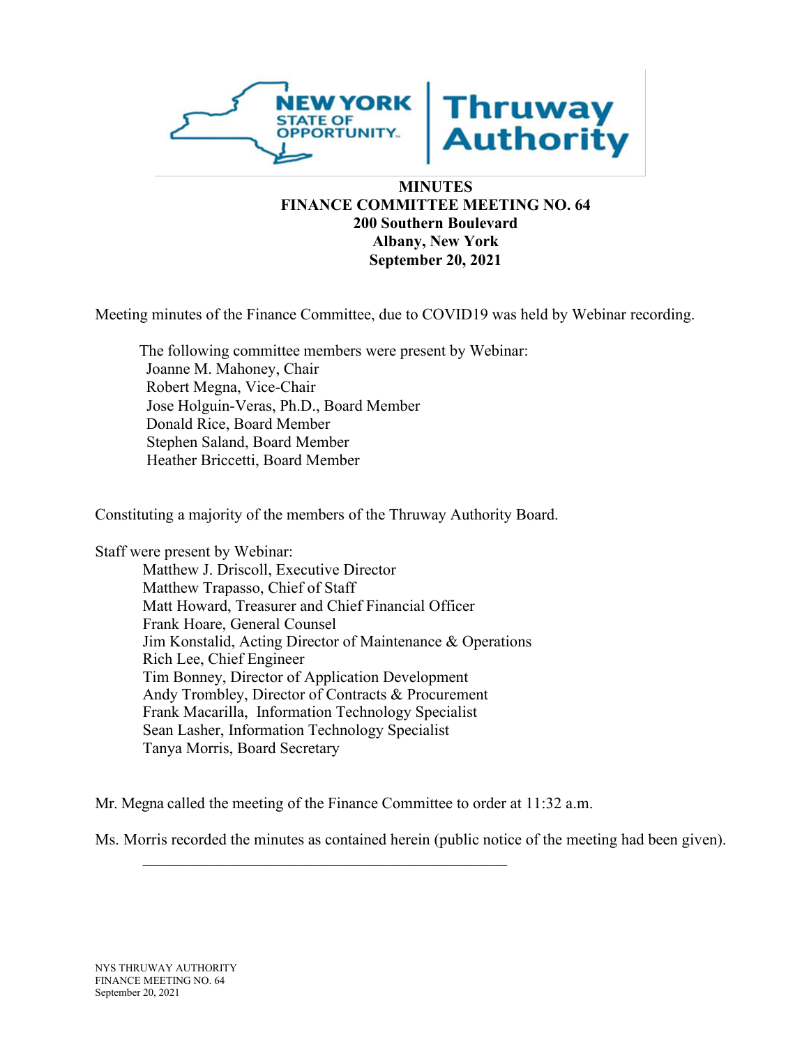**MINUTES**
**FINANCE COMMITTEE MEETING NO. 64**
**200 Southern Boulevard**
**Albany, New York**
**September 20, 2021**

Meeting minutes of the Finance Committee, due to COVID19 was held by Webinar recording.

The following committee members were present by Webinar:
Joanne M. Mahoney, Chair
Robert Megna, Vice-Chair
Jose Holguin-Veras, Ph.D., Board Member
Donald Rice, Board Member
Stephen Saland, Board Member
Heather Briccetti, Board Member

Constituting a majority of the members of the Thruway Authority Board.

Staff were present by Webinar:
Matthew J. Driscoll, Executive Director
Matthew Trapasso, Chief of Staff
Matt Howard, Treasurer and Chief Financial Officer
Frank Hoare, General Counsel
Jim Konstalid, Acting Director of Maintenance & Operations
Rich Lee, Chief Engineer
Tim Bonney, Director of Application Development
Andy Trombley, Director of Contracts & Procurement
Frank Macarilla, Information Technology Specialist
Sean Lasher, Information Technology Specialist
Tanya Morris, Board Secretary

Mr. Megna called the meeting of the Finance Committee to order at 11:32 a.m.

Ms. Morris recorded the minutes as contained herein (public notice of the meeting had been given).

---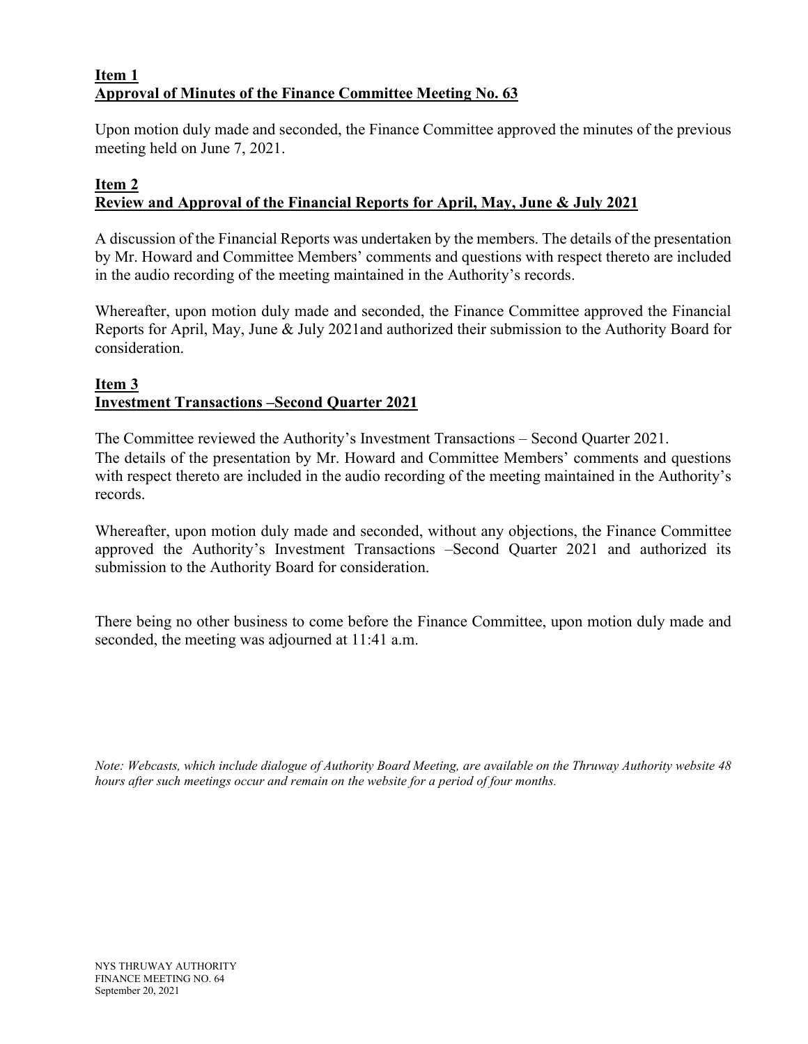**<u>Item 1</u>**
**<u>Approval of Minutes of the Finance Committee Meeting No. 63</u>**

Upon motion duly made and seconded, the Finance Committee approved the minutes of the previous meeting held on June 7, 2021.

**<u>Item 2</u>**
**<u>Review and Approval of the Financial Reports for April, May, June & July 2021</u>**

A discussion of the Financial Reports was undertaken by the members. The details of the presentation by Mr. Howard and Committee Members' comments and questions with respect thereto are included in the audio recording of the meeting maintained in the Authority's records.

Whereafter, upon motion duly made and seconded, the Finance Committee approved the Financial Reports for April, May, June & July 2021and authorized their submission to the Authority Board for consideration.

**<u>Item 3</u>**
**<u>Investment Transactions –Second Quarter 2021</u>**

The Committee reviewed the Authority's Investment Transactions – Second Quarter 2021.
The details of the presentation by Mr. Howard and Committee Members' comments and questions with respect thereto are included in the audio recording of the meeting maintained in the Authority's records.

Whereafter, upon motion duly made and seconded, without any objections, the Finance Committee approved the Authority's Investment Transactions –Second Quarter 2021 and authorized its submission to the Authority Board for consideration.

There being no other business to come before the Finance Committee, upon motion duly made and seconded, the meeting was adjourned at 11:41 a.m.

*Note: Webcasts, which include dialogue of Authority Board Meeting, are available on the Thruway Authority website 48 hours after such meetings occur and remain on the website for a period of four months.*